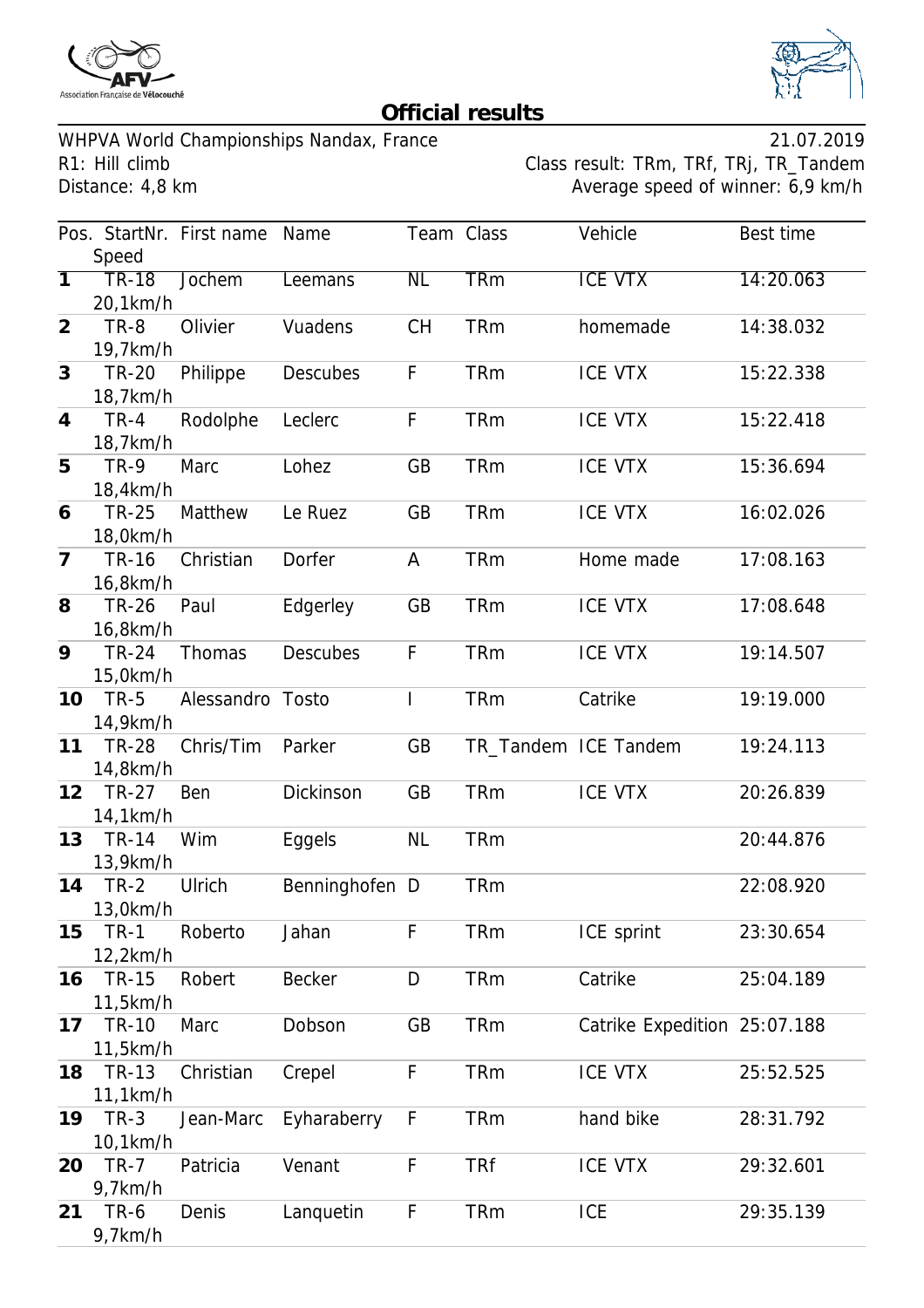# Official results

WHPVA World Championships Nandax, France — 21.07.2019

R1: Hill climb — Class result: TRm, TRf, TRj, TR_Tandem

Distance: 4,8 km — Average speed of winner: 6,9 km/h

| Pos. | StartNr. | Speed | First name | Name | Team | Class | Vehicle | Best time |
|---|---|---|---|---|---|---|---|---|
| **1** | TR-18 | 20,1km/h | Jochem | Leemans | NL | TRm | ICE VTX | 14:20.063 |
| **2** | TR-8 | 19,7km/h | Olivier | Vuadens | CH | TRm | homemade | 14:38.032 |
| **3** | TR-20 | 18,7km/h | Philippe | Descubes | F | TRm | ICE VTX | 15:22.338 |
| **4** | TR-4 | 18,7km/h | Rodolphe | Leclerc | F | TRm | ICE VTX | 15:22.418 |
| **5** | TR-9 | 18,4km/h | Marc | Lohez | GB | TRm | ICE VTX | 15:36.694 |
| **6** | TR-25 | 18,0km/h | Matthew | Le Ruez | GB | TRm | ICE VTX | 16:02.026 |
| **7** | TR-16 | 16,8km/h | Christian | Dorfer | A | TRm | Home made | 17:08.163 |
| **8** | TR-26 | 16,8km/h | Paul | Edgerley | GB | TRm | ICE VTX | 17:08.648 |
| **9** | TR-24 | 15,0km/h | Thomas | Descubes | F | TRm | ICE VTX | 19:14.507 |
| **10** | TR-5 | 14,9km/h | Alessandro | Tosto | I | TRm | Catrike | 19:19.000 |
| **11** | TR-28 | 14,8km/h | Chris/Tim | Parker | GB | TR_Tandem | ICE Tandem | 19:24.113 |
| **12** | TR-27 | 14,1km/h | Ben | Dickinson | GB | TRm | ICE VTX | 20:26.839 |
| **13** | TR-14 | 13,9km/h | Wim | Eggels | NL | TRm | | 20:44.876 |
| **14** | TR-2 | 13,0km/h | Ulrich | Benninghofen | D | TRm | | 22:08.920 |
| **15** | TR-1 | 12,2km/h | Roberto | Jahan | F | TRm | ICE sprint | 23:30.654 |
| **16** | TR-15 | 11,5km/h | Robert | Becker | D | TRm | Catrike | 25:04.189 |
| **17** | TR-10 | 11,5km/h | Marc | Dobson | GB | TRm | Catrike Expedition | 25:07.188 |
| **18** | TR-13 | 11,1km/h | Christian | Crepel | F | TRm | ICE VTX | 25:52.525 |
| **19** | TR-3 | 10,1km/h | Jean-Marc | Eyharaberry | F | TRm | hand bike | 28:31.792 |
| **20** | TR-7 | 9,7km/h | Patricia | Venant | F | TRf | ICE VTX | 29:32.601 |
| **21** | TR-6 | 9,7km/h | Denis | Lanquetin | F | TRm | ICE | 29:35.139 |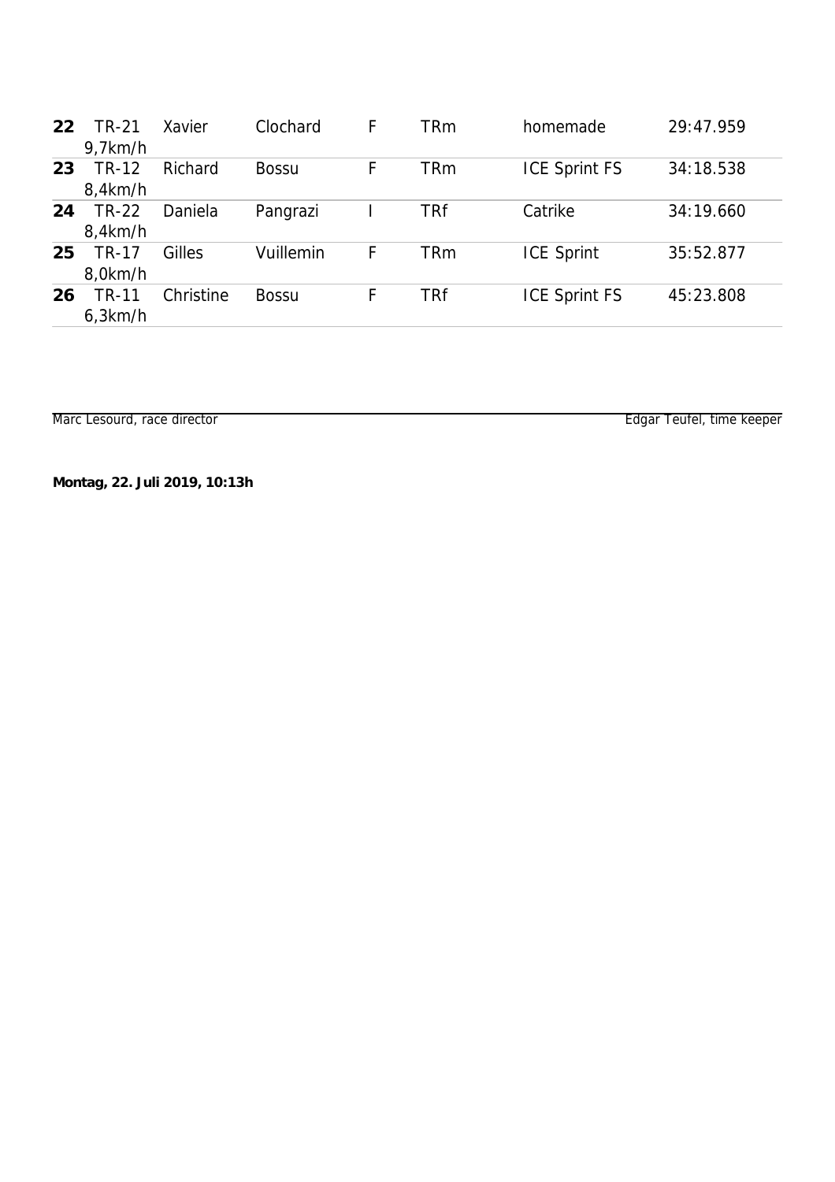| | | | | | | | |
|---|---|---|---|---|---|---|---|
| **22** | TR-21 9,7km/h | Xavier | Clochard | F | TRm | homemade | 29:47.959 |
| **23** | TR-12 8,4km/h | Richard | Bossu | F | TRm | ICE Sprint FS | 34:18.538 |
| **24** | TR-22 8,4km/h | Daniela | Pangrazi | I | TRf | Catrike | 34:19.660 |
| **25** | TR-17 8,0km/h | Gilles | Vuillemin | F | TRm | ICE Sprint | 35:52.877 |
| **26** | TR-11 6,3km/h | Christine | Bossu | F | TRf | ICE Sprint FS | 45:23.808 |

Marc Lesourd, race director

Edgar Teufel, time keeper

**Montag, 22. Juli 2019, 10:13h**